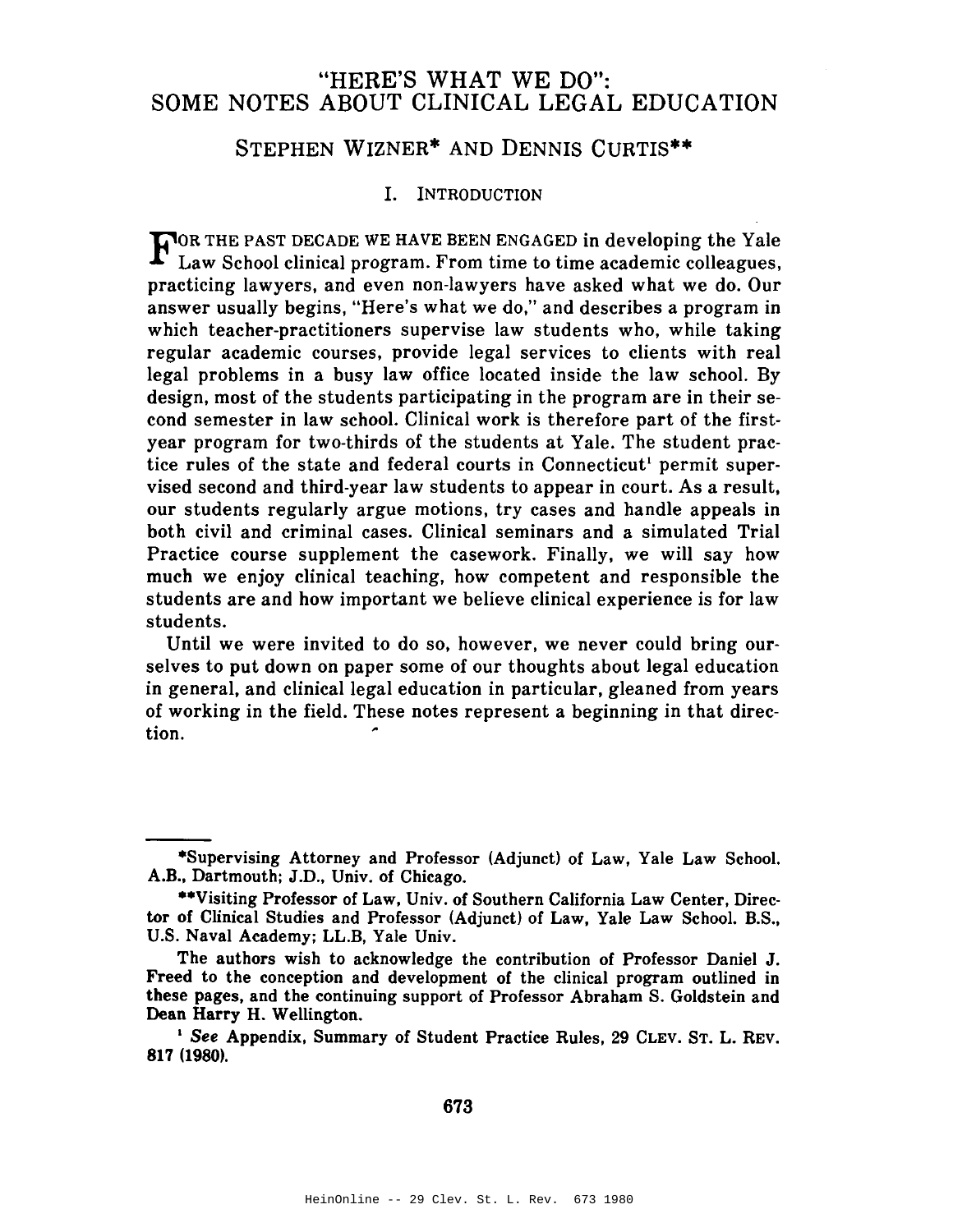# "HERE'S WHAT WE DO": SOME NOTES ABOUT CLINICAL LEGAL EDUCATION

STEPHEN WIZNER* AND DENNIS CURTIS**

## I. INTRODUCTION

FOR THE PAST DECADE WE HAVE BEEN ENGAGED in developing the Yale Law School clinical program. From time to time academic colleagues, practicing lawyers, and even non-lawyers have asked what we do. Our answer usually begins, "Here's what we do," and describes a program in which teacher-practitioners supervise law students who, while taking regular academic courses, provide legal services to clients with real legal problems in a busy law office located inside the law school. By design, most of the students participating in the program are in their second semester in law school. Clinical work is therefore part of the first-year program for two-thirds of the students at Yale. The student practice rules of the state and federal courts in Connecticut[1] permit supervised second and third-year law students to appear in court. As a result, our students regularly argue motions, try cases and handle appeals in both civil and criminal cases. Clinical seminars and a simulated Trial Practice course supplement the casework. Finally, we will say how much we enjoy clinical teaching, how competent and responsible the students are and how important we believe clinical experience is for law students.

Until we were invited to do so, however, we never could bring ourselves to put down on paper some of our thoughts about legal education in general, and clinical legal education in particular, gleaned from years of working in the field. These notes represent a beginning in that direction.

---

*Supervising Attorney and Professor (Adjunct) of Law, Yale Law School. A.B., Dartmouth; J.D., Univ. of Chicago.

**Visiting Professor of Law, Univ. of Southern California Law Center, Director of Clinical Studies and Professor (Adjunct) of Law, Yale Law School. B.S., U.S. Naval Academy; LL.B, Yale Univ.

The authors wish to acknowledge the contribution of Professor Daniel J. Freed to the conception and development of the clinical program outlined in these pages, and the continuing support of Professor Abraham S. Goldstein and Dean Harry H. Wellington.

[1] *See* Appendix, Summary of Student Practice Rules, 29 CLEV. ST. L. REV. 817 (1980).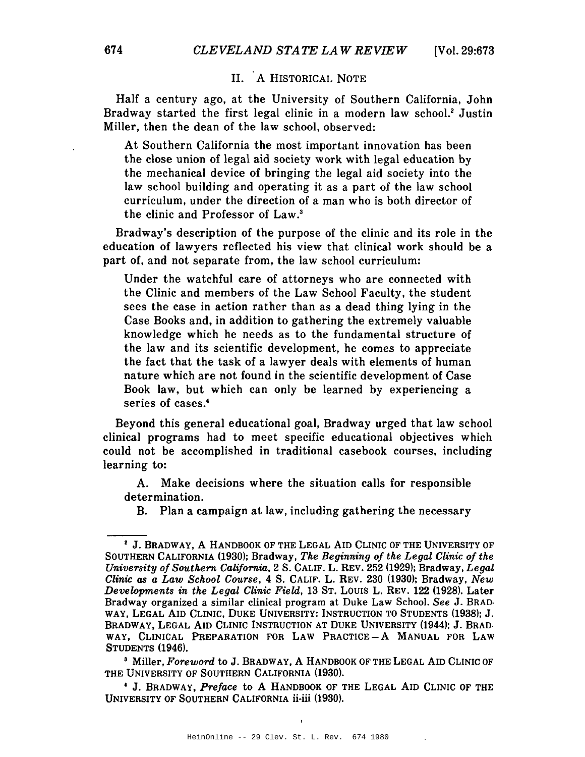## II. A HISTORICAL NOTE

Half a century ago, at the University of Southern California, John Bradway started the first legal clinic in a modern law school.[2] Justin Miller, then the dean of the law school, observed:

> At Southern California the most important innovation has been the close union of legal aid society work with legal education by the mechanical device of bringing the legal aid society into the law school building and operating it as a part of the law school curriculum, under the direction of a man who is both director of the clinic and Professor of Law.[3]

Bradway's description of the purpose of the clinic and its role in the education of lawyers reflected his view that clinical work should be a part of, and not separate from, the law school curriculum:

> Under the watchful care of attorneys who are connected with the Clinic and members of the Law School Faculty, the student sees the case in action rather than as a dead thing lying in the Case Books and, in addition to gathering the extremely valuable knowledge which he needs as to the fundamental structure of the law and its scientific development, he comes to appreciate the fact that the task of a lawyer deals with elements of human nature which are not found in the scientific development of Case Book law, but which can only be learned by experiencing a series of cases.[4]

Beyond this general educational goal, Bradway urged that law school clinical programs had to meet specific educational objectives which could not be accomplished in traditional casebook courses, including learning to:

> A. Make decisions where the situation calls for responsible determination.
>
> B. Plan a campaign at law, including gathering the necessary

---

[2] J. BRADWAY, A HANDBOOK OF THE LEGAL AID CLINIC OF THE UNIVERSITY OF SOUTHERN CALIFORNIA (1930); Bradway, *The Beginning of the Legal Clinic of the University of Southern California*, 2 S. CALIF. L. REV. 252 (1929); Bradway, *Legal Clinic as a Law School Course*, 4 S. CALIF. L. REV. 230 (1930); Bradway, *New Developments in the Legal Clinic Field*, 13 ST. LOUIS L. REV. 122 (1928). Later Bradway organized a similar clinical program at Duke Law School. *See* J. BRADWAY, LEGAL AID CLINIC, DUKE UNIVERSITY: INSTRUCTION TO STUDENTS (1938); J. BRADWAY, LEGAL AID CLINIC INSTRUCTION AT DUKE UNIVERSITY (1944); J. BRADWAY, CLINICAL PREPARATION FOR LAW PRACTICE—A MANUAL FOR LAW STUDENTS (1946).

[3] Miller, *Foreword* to J. BRADWAY, A HANDBOOK OF THE LEGAL AID CLINIC OF THE UNIVERSITY OF SOUTHERN CALIFORNIA (1930).

[4] J. BRADWAY, *Preface* to A HANDBOOK OF THE LEGAL AID CLINIC OF THE UNIVERSITY OF SOUTHERN CALIFORNIA ii-iii (1930).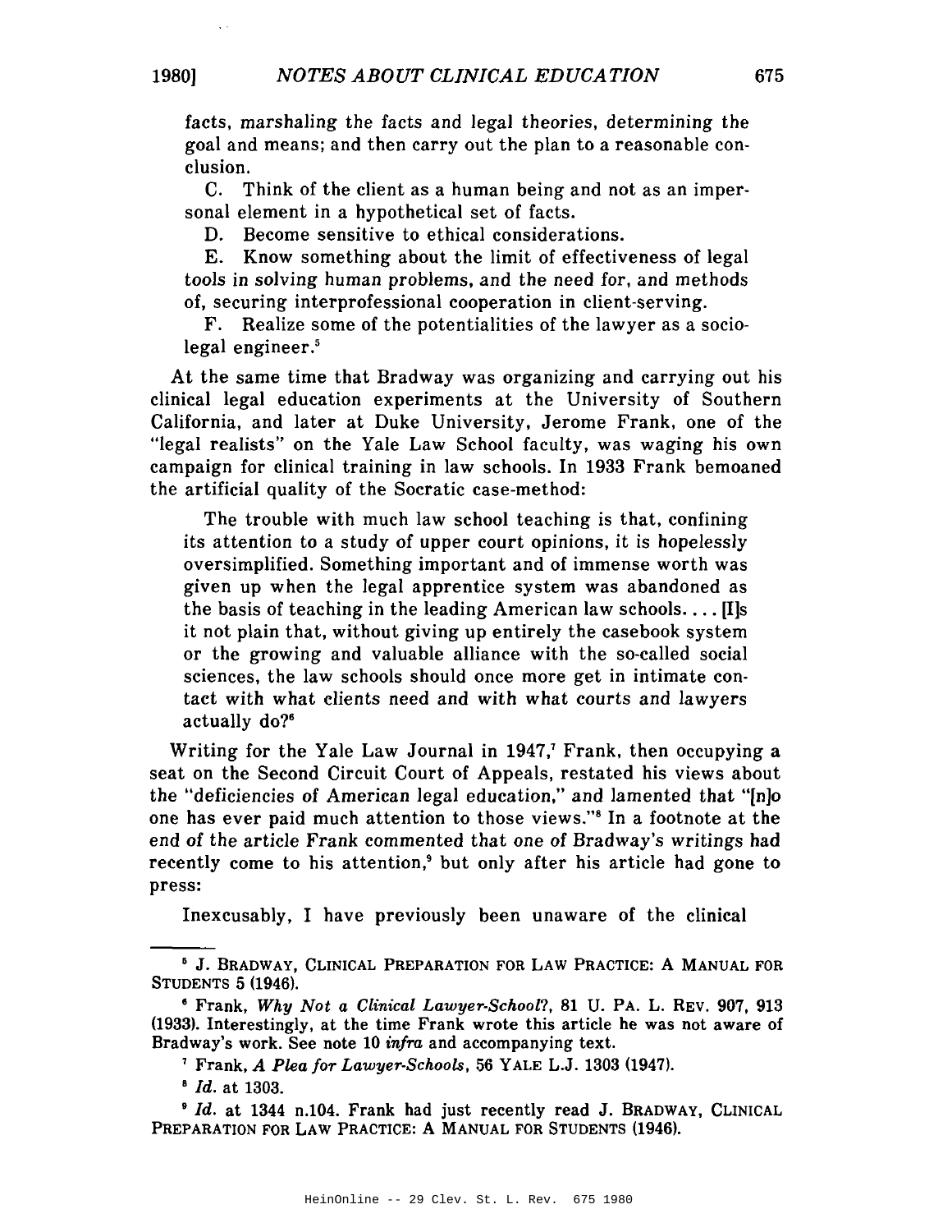facts, marshaling the facts and legal theories, determining the goal and means; and then carry out the plan to a reasonable conclusion.

C. Think of the client as a human being and not as an impersonal element in a hypothetical set of facts.

D. Become sensitive to ethical considerations.

E. Know something about the limit of effectiveness of legal tools in solving human problems, and the need for, and methods of, securing interprofessional cooperation in client-serving.

F. Realize some of the potentialities of the lawyer as a socio-legal engineer.[5]

At the same time that Bradway was organizing and carrying out his clinical legal education experiments at the University of Southern California, and later at Duke University, Jerome Frank, one of the "legal realists" on the Yale Law School faculty, was waging his own campaign for clinical training in law schools. In 1933 Frank bemoaned the artificial quality of the Socratic case-method:

> The trouble with much law school teaching is that, confining its attention to a study of upper court opinions, it is hopelessly oversimplified. Something important and of immense worth was given up when the legal apprentice system was abandoned as the basis of teaching in the leading American law schools. . . . [I]s it not plain that, without giving up entirely the casebook system or the growing and valuable alliance with the so-called social sciences, the law schools should once more get in intimate contact with what clients need and with what courts and lawyers actually do?[6]

Writing for the Yale Law Journal in 1947,[7] Frank, then occupying a seat on the Second Circuit Court of Appeals, restated his views about the "deficiencies of American legal education," and lamented that "[n]o one has ever paid much attention to those views."[8] In a footnote at the end of the article Frank commented that one of Bradway's writings had recently come to his attention,[9] but only after his article had gone to press:

> Inexcusably, I have previously been unaware of the clinical

---

[5] J. BRADWAY, CLINICAL PREPARATION FOR LAW PRACTICE: A MANUAL FOR STUDENTS 5 (1946).

[6] Frank, *Why Not a Clinical Lawyer-School?*, 81 U. PA. L. REV. 907, 913 (1933). Interestingly, at the time Frank wrote this article he was not aware of Bradway's work. See note 10 *infra* and accompanying text.

[7] Frank, *A Plea for Lawyer-Schools*, 56 YALE L.J. 1303 (1947).

[8] *Id.* at 1303.

[9] *Id.* at 1344 n.104. Frank had just recently read J. BRADWAY, CLINICAL PREPARATION FOR LAW PRACTICE: A MANUAL FOR STUDENTS (1946).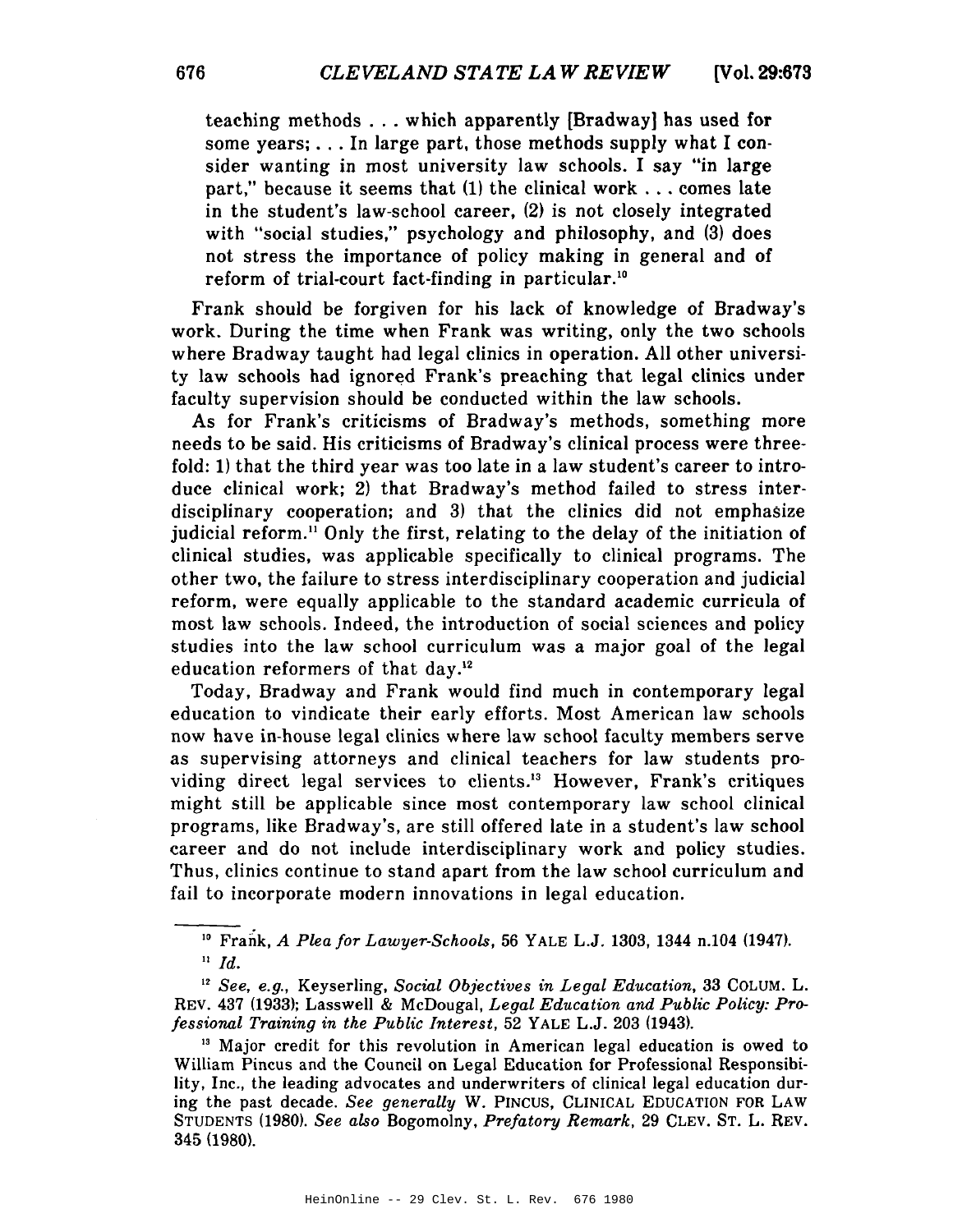teaching methods . . . which apparently [Bradway] has used for some years; . . . In large part, those methods supply what I consider wanting in most university law schools. I say "in large part," because it seems that (1) the clinical work . . . comes late in the student's law-school career, (2) is not closely integrated with "social studies," psychology and philosophy, and (3) does not stress the importance of policy making in general and of reform of trial-court fact-finding in particular.[10]

Frank should be forgiven for his lack of knowledge of Bradway's work. During the time when Frank was writing, only the two schools where Bradway taught had legal clinics in operation. All other university law schools had ignored Frank's preaching that legal clinics under faculty supervision should be conducted within the law schools.

As for Frank's criticisms of Bradway's methods, something more needs to be said. His criticisms of Bradway's clinical process were threefold: 1) that the third year was too late in a law student's career to introduce clinical work; 2) that Bradway's method failed to stress interdisciplinary cooperation; and 3) that the clinics did not emphasize judicial reform.[11] Only the first, relating to the delay of the initiation of clinical studies, was applicable specifically to clinical programs. The other two, the failure to stress interdisciplinary cooperation and judicial reform, were equally applicable to the standard academic curricula of most law schools. Indeed, the introduction of social sciences and policy studies into the law school curriculum was a major goal of the legal education reformers of that day.[12]

Today, Bradway and Frank would find much in contemporary legal education to vindicate their early efforts. Most American law schools now have in-house legal clinics where law school faculty members serve as supervising attorneys and clinical teachers for law students providing direct legal services to clients.[13] However, Frank's critiques might still be applicable since most contemporary law school clinical programs, like Bradway's, are still offered late in a student's law school career and do not include interdisciplinary work and policy studies. Thus, clinics continue to stand apart from the law school curriculum and fail to incorporate modern innovations in legal education.

---

[10] Frank, *A Plea for Lawyer-Schools*, 56 YALE L.J. 1303, 1344 n.104 (1947).

[11] *Id.*

[12] *See, e.g.*, Keyserling, *Social Objectives in Legal Education*, 33 COLUM. L. REV. 437 (1933); Lasswell & McDougal, *Legal Education and Public Policy: Professional Training in the Public Interest*, 52 YALE L.J. 203 (1943).

[13] Major credit for this revolution in American legal education is owed to William Pincus and the Council on Legal Education for Professional Responsibility, Inc., the leading advocates and underwriters of clinical legal education during the past decade. *See generally* W. PINCUS, CLINICAL EDUCATION FOR LAW STUDENTS (1980). *See also* Bogomolny, *Prefatory Remark*, 29 CLEV. ST. L. REV. 345 (1980).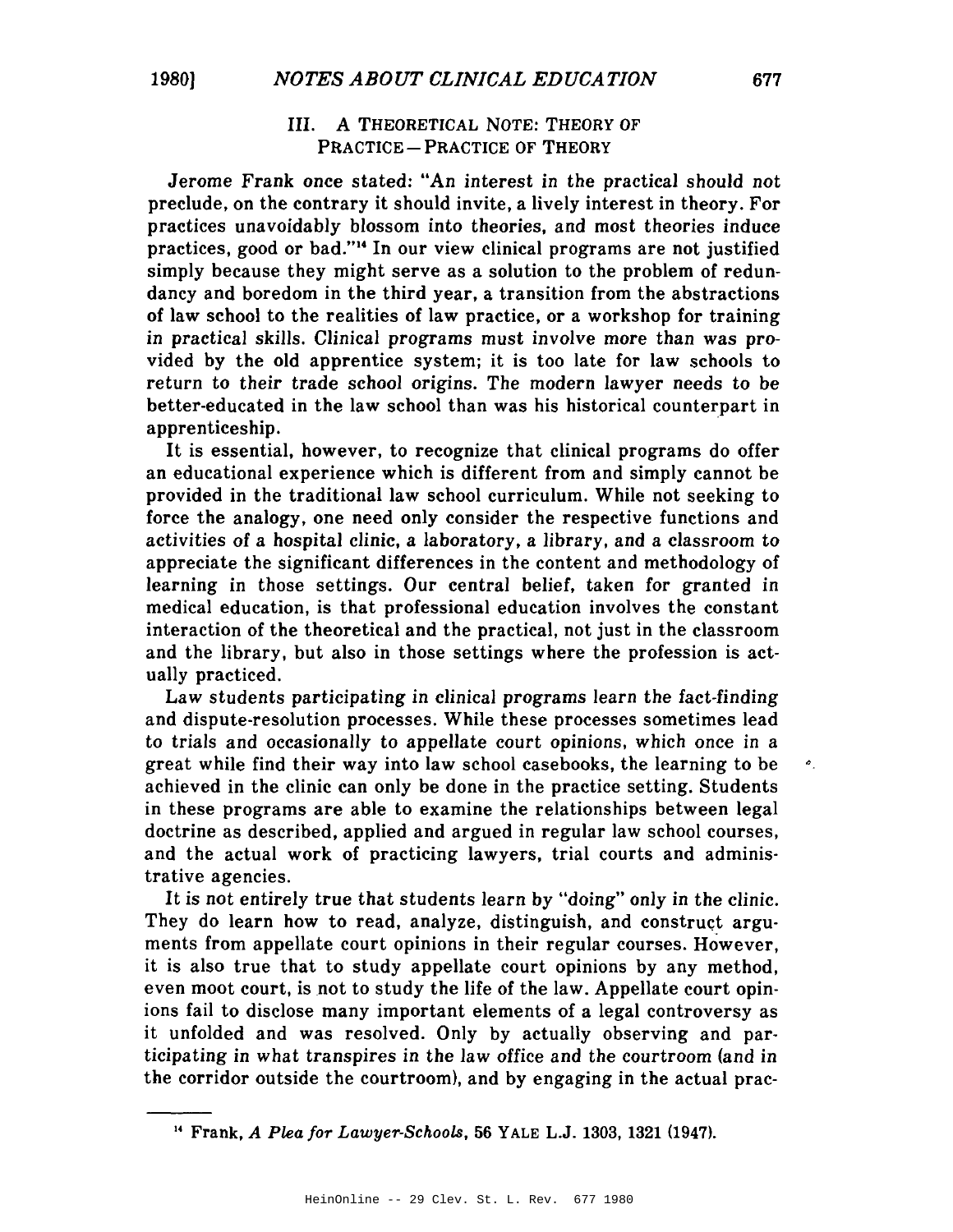## III. A THEORETICAL NOTE: THEORY OF PRACTICE—PRACTICE OF THEORY

Jerome Frank once stated: "An interest in the practical should not preclude, on the contrary it should invite, a lively interest in theory. For practices unavoidably blossom into theories, and most theories induce practices, good or bad."[14] In our view clinical programs are not justified simply because they might serve as a solution to the problem of redundancy and boredom in the third year, a transition from the abstractions of law school to the realities of law practice, or a workshop for training in practical skills. Clinical programs must involve more than was provided by the old apprentice system; it is too late for law schools to return to their trade school origins. The modern lawyer needs to be better-educated in the law school than was his historical counterpart in apprenticeship.

It is essential, however, to recognize that clinical programs do offer an educational experience which is different from and simply cannot be provided in the traditional law school curriculum. While not seeking to force the analogy, one need only consider the respective functions and activities of a hospital clinic, a laboratory, a library, and a classroom to appreciate the significant differences in the content and methodology of learning in those settings. Our central belief, taken for granted in medical education, is that professional education involves the constant interaction of the theoretical and the practical, not just in the classroom and the library, but also in those settings where the profession is actually practiced.

Law students participating in clinical programs learn the fact-finding and dispute-resolution processes. While these processes sometimes lead to trials and occasionally to appellate court opinions, which once in a great while find their way into law school casebooks, the learning to be achieved in the clinic can only be done in the practice setting. Students in these programs are able to examine the relationships between legal doctrine as described, applied and argued in regular law school courses, and the actual work of practicing lawyers, trial courts and administrative agencies.

It is not entirely true that students learn by "doing" only in the clinic. They do learn how to read, analyze, distinguish, and construct arguments from appellate court opinions in their regular courses. However, it is also true that to study appellate court opinions by any method, even moot court, is not to study the life of the law. Appellate court opinions fail to disclose many important elements of a legal controversy as it unfolded and was resolved. Only by actually observing and participating in what transpires in the law office and the courtroom (and in the corridor outside the courtroom), and by engaging in the actual prac-

---

[14] Frank, *A Plea for Lawyer-Schools*, 56 YALE L.J. 1303, 1321 (1947).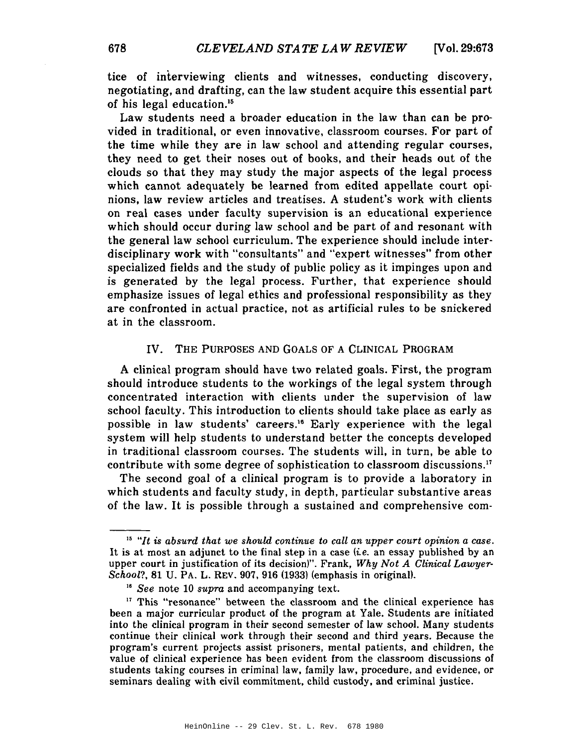tice of interviewing clients and witnesses, conducting discovery, negotiating, and drafting, can the law student acquire this essential part of his legal education.[15]

Law students need a broader education in the law than can be provided in traditional, or even innovative, classroom courses. For part of the time while they are in law school and attending regular courses, they need to get their noses out of books, and their heads out of the clouds so that they may study the major aspects of the legal process which cannot adequately be learned from edited appellate court opinions, law review articles and treatises. A student's work with clients on real cases under faculty supervision is an educational experience which should occur during law school and be part of and resonant with the general law school curriculum. The experience should include interdisciplinary work with "consultants" and "expert witnesses" from other specialized fields and the study of public policy as it impinges upon and is generated by the legal process. Further, that experience should emphasize issues of legal ethics and professional responsibility as they are confronted in actual practice, not as artificial rules to be snickered at in the classroom.

## IV. THE PURPOSES AND GOALS OF A CLINICAL PROGRAM

A clinical program should have two related goals. First, the program should introduce students to the workings of the legal system through concentrated interaction with clients under the supervision of law school faculty. This introduction to clients should take place as early as possible in law students' careers.[16] Early experience with the legal system will help students to understand better the concepts developed in traditional classroom courses. The students will, in turn, be able to contribute with some degree of sophistication to classroom discussions.[17]

The second goal of a clinical program is to provide a laboratory in which students and faculty study, in depth, particular substantive areas of the law. It is possible through a sustained and comprehensive com-

---

[15] "*It is absurd that we should continue to call an upper court opinion a case.* It is at most an adjunct to the final step in a case (*i.e.* an essay published by an upper court in justification of its decision)". Frank, *Why Not A Clinical Lawyer-School?*, 81 U. PA. L. REV. 907, 916 (1933) (emphasis in original).

[16] *See* note 10 *supra* and accompanying text.

[17] This "resonance" between the classroom and the clinical experience has been a major curricular product of the program at Yale. Students are initiated into the clinical program in their second semester of law school. Many students continue their clinical work through their second and third years. Because the program's current projects assist prisoners, mental patients, and children, the value of clinical experience has been evident from the classroom discussions of students taking courses in criminal law, family law, procedure, and evidence, or seminars dealing with civil commitment, child custody, and criminal justice.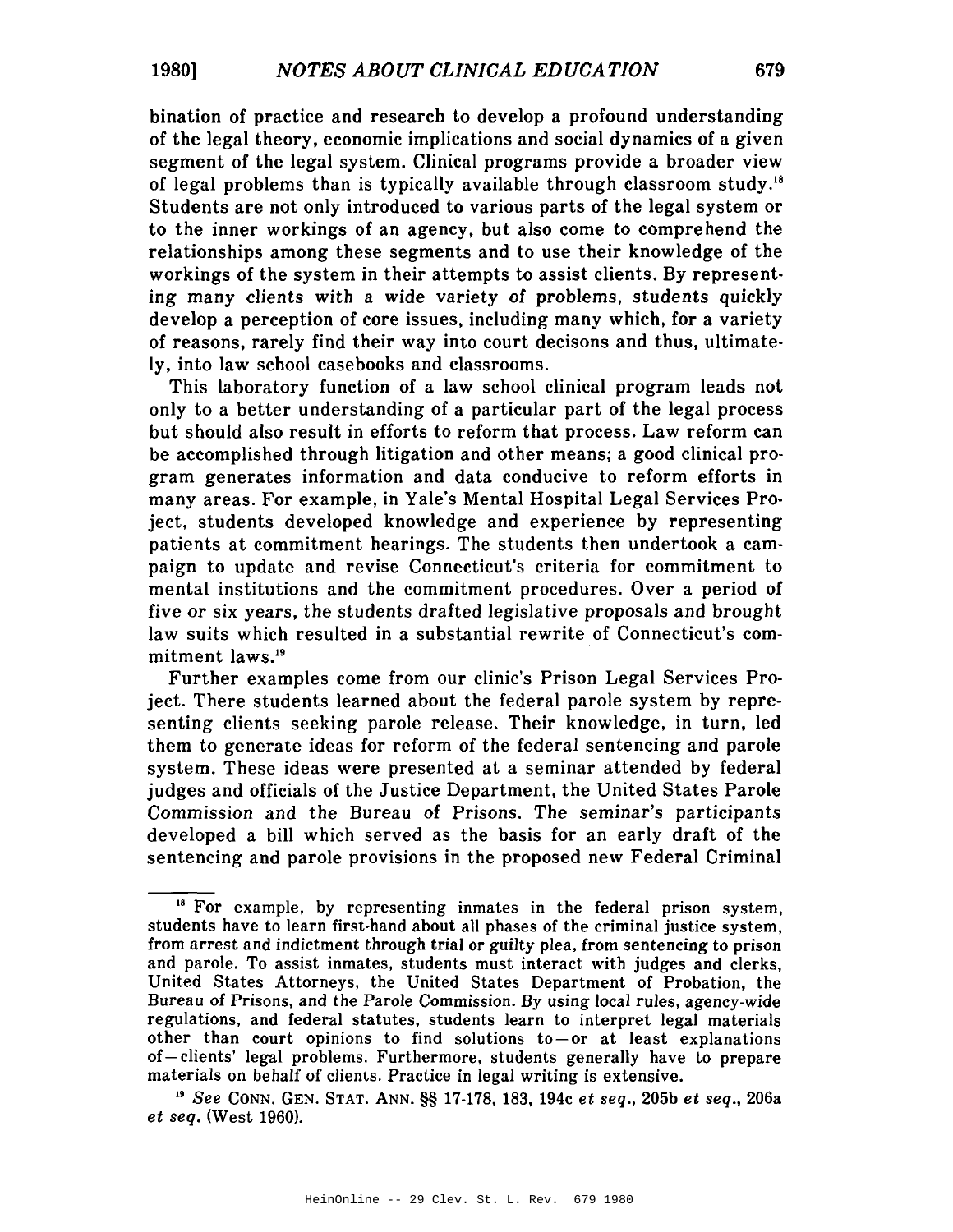bination of practice and research to develop a profound understanding of the legal theory, economic implications and social dynamics of a given segment of the legal system. Clinical programs provide a broader view of legal problems than is typically available through classroom study.[18] Students are not only introduced to various parts of the legal system or to the inner workings of an agency, but also come to comprehend the relationships among these segments and to use their knowledge of the workings of the system in their attempts to assist clients. By representing many clients with a wide variety of problems, students quickly develop a perception of core issues, including many which, for a variety of reasons, rarely find their way into court decisons and thus, ultimately, into law school casebooks and classrooms.

This laboratory function of a law school clinical program leads not only to a better understanding of a particular part of the legal process but should also result in efforts to reform that process. Law reform can be accomplished through litigation and other means; a good clinical program generates information and data conducive to reform efforts in many areas. For example, in Yale's Mental Hospital Legal Services Project, students developed knowledge and experience by representing patients at commitment hearings. The students then undertook a campaign to update and revise Connecticut's criteria for commitment to mental institutions and the commitment procedures. Over a period of five or six years, the students drafted legislative proposals and brought law suits which resulted in a substantial rewrite of Connecticut's commitment laws.[19]

Further examples come from our clinic's Prison Legal Services Project. There students learned about the federal parole system by representing clients seeking parole release. Their knowledge, in turn, led them to generate ideas for reform of the federal sentencing and parole system. These ideas were presented at a seminar attended by federal judges and officials of the Justice Department, the United States Parole Commission and the Bureau of Prisons. The seminar's participants developed a bill which served as the basis for an early draft of the sentencing and parole provisions in the proposed new Federal Criminal

---

[18] For example, by representing inmates in the federal prison system, students have to learn first-hand about all phases of the criminal justice system, from arrest and indictment through trial or guilty plea, from sentencing to prison and parole. To assist inmates, students must interact with judges and clerks, United States Attorneys, the United States Department of Probation, the Bureau of Prisons, and the Parole Commission. By using local rules, agency-wide regulations, and federal statutes, students learn to interpret legal materials other than court opinions to find solutions to—or at least explanations of—clients' legal problems. Furthermore, students generally have to prepare materials on behalf of clients. Practice in legal writing is extensive.

[19] *See* CONN. GEN. STAT. ANN. §§ 17-178, 183, 194c *et seq.*, 205b *et seq.*, 206a *et seq.* (West 1960).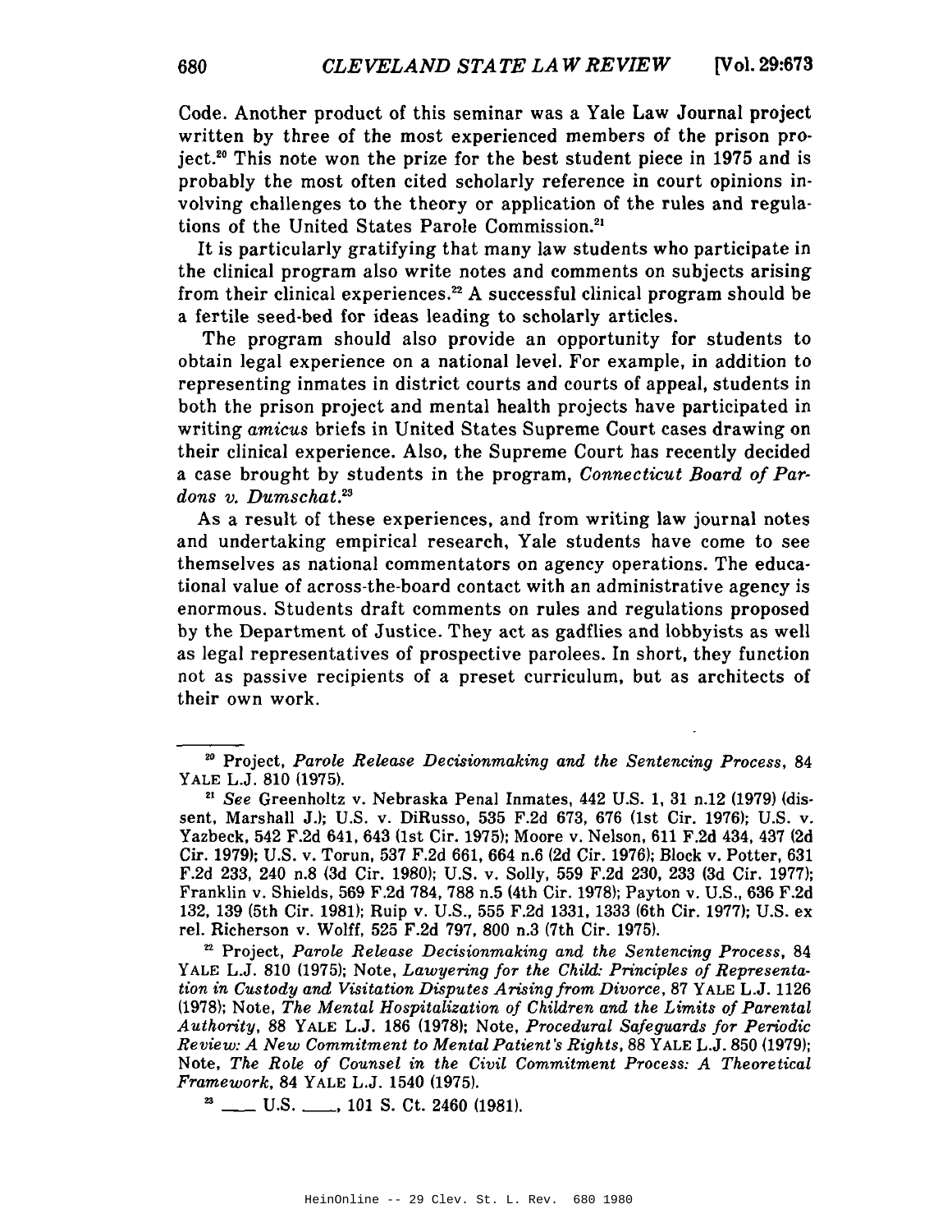Code. Another product of this seminar was a Yale Law Journal project written by three of the most experienced members of the prison project.[20] This note won the prize for the best student piece in 1975 and is probably the most often cited scholarly reference in court opinions involving challenges to the theory or application of the rules and regulations of the United States Parole Commission.[21]

It is particularly gratifying that many law students who participate in the clinical program also write notes and comments on subjects arising from their clinical experiences.[22] A successful clinical program should be a fertile seed-bed for ideas leading to scholarly articles.

The program should also provide an opportunity for students to obtain legal experience on a national level. For example, in addition to representing inmates in district courts and courts of appeal, students in both the prison project and mental health projects have participated in writing *amicus* briefs in United States Supreme Court cases drawing on their clinical experience. Also, the Supreme Court has recently decided a case brought by students in the program, *Connecticut Board of Pardons v. Dumschat*.[23]

As a result of these experiences, and from writing law journal notes and undertaking empirical research, Yale students have come to see themselves as national commentators on agency operations. The educational value of across-the-board contact with an administrative agency is enormous. Students draft comments on rules and regulations proposed by the Department of Justice. They act as gadflies and lobbyists as well as legal representatives of prospective parolees. In short, they function not as passive recipients of a preset curriculum, but as architects of their own work.

---

[20] Project, *Parole Release Decisionmaking and the Sentencing Process*, 84 YALE L.J. 810 (1975).

[21] *See* Greenholtz v. Nebraska Penal Inmates, 442 U.S. 1, 31 n.12 (1979) (dissent, Marshall J.); U.S. v. DiRusso, 535 F.2d 673, 676 (1st Cir. 1976); U.S. v. Yazbeck, 542 F.2d 641, 643 (1st Cir. 1975); Moore v. Nelson, 611 F.2d 434, 437 (2d Cir. 1979); U.S. v. Torun, 537 F.2d 661, 664 n.6 (2d Cir. 1976); Block v. Potter, 631 F.2d 233, 240 n.8 (3d Cir. 1980); U.S. v. Solly, 559 F.2d 230, 233 (3d Cir. 1977); Franklin v. Shields, 569 F.2d 784, 788 n.5 (4th Cir. 1978); Payton v. U.S., 636 F.2d 132, 139 (5th Cir. 1981); Ruip v. U.S., 555 F.2d 1331, 1333 (6th Cir. 1977); U.S. ex rel. Richerson v. Wolff, 525 F.2d 797, 800 n.3 (7th Cir. 1975).

[22] Project, *Parole Release Decisionmaking and the Sentencing Process*, 84 YALE L.J. 810 (1975); Note, *Lawyering for the Child: Principles of Representation in Custody and Visitation Disputes Arising from Divorce*, 87 YALE L.J. 1126 (1978); Note, *The Mental Hospitalization of Children and the Limits of Parental Authority*, 88 YALE L.J. 186 (1978); Note, *Procedural Safeguards for Periodic Review: A New Commitment to Mental Patient's Rights*, 88 YALE L.J. 850 (1979); Note, *The Role of Counsel in the Civil Commitment Process: A Theoretical Framework*, 84 YALE L.J. 1540 (1975).

[23] \_\_\_ U.S. \_\_\_, 101 S. Ct. 2460 (1981).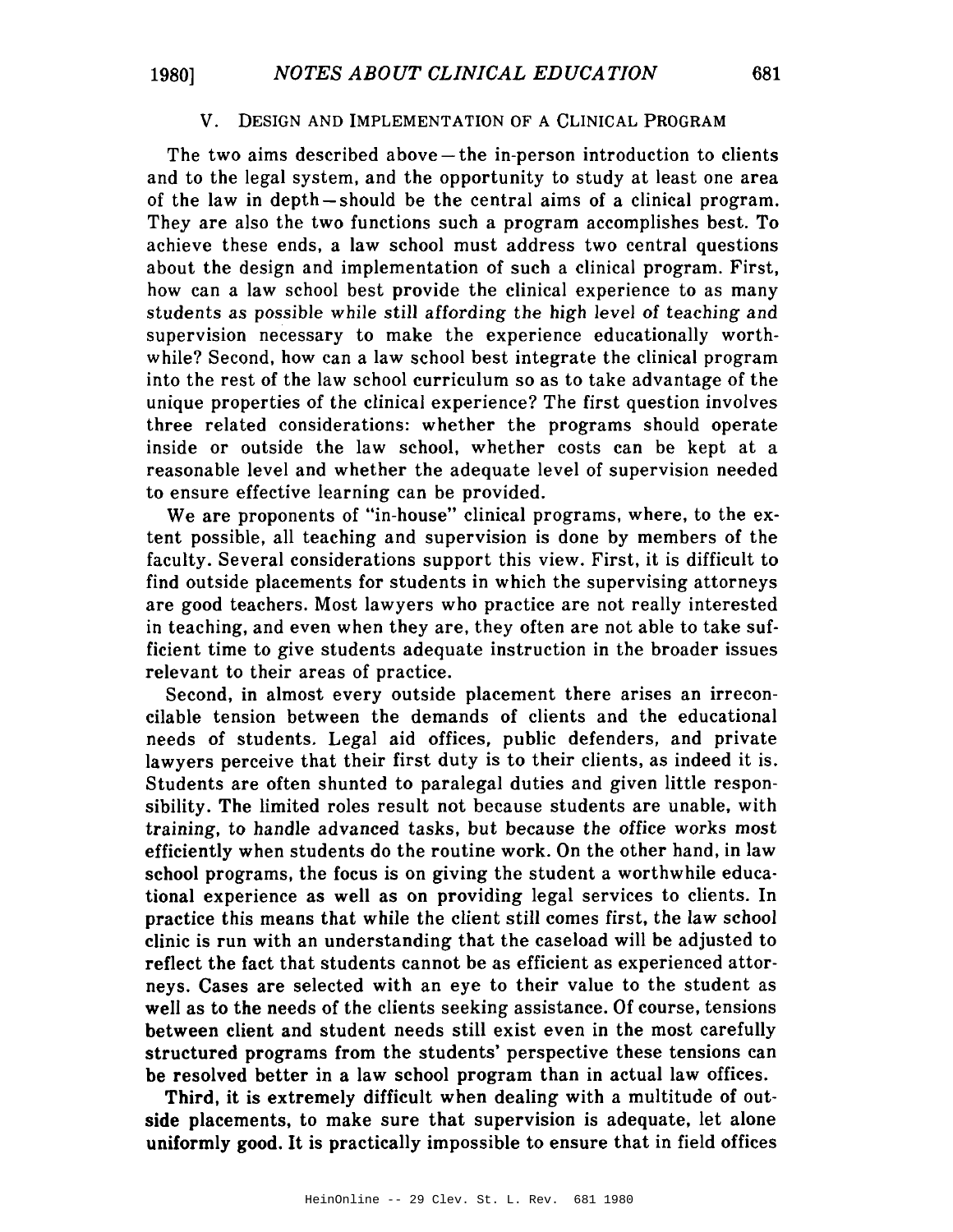## V. Design and Implementation of a Clinical Program

The two aims described above — the in-person introduction to clients and to the legal system, and the opportunity to study at least one area of the law in depth — should be the central aims of a clinical program. They are also the two functions such a program accomplishes best. To achieve these ends, a law school must address two central questions about the design and implementation of such a clinical program. First, how can a law school best provide the clinical experience to as many students as possible while still affording the high level of teaching and supervision necessary to make the experience educationally worthwhile? Second, how can a law school best integrate the clinical program into the rest of the law school curriculum so as to take advantage of the unique properties of the clinical experience? The first question involves three related considerations: whether the programs should operate inside or outside the law school, whether costs can be kept at a reasonable level and whether the adequate level of supervision needed to ensure effective learning can be provided.

We are proponents of "in-house" clinical programs, where, to the extent possible, all teaching and supervision is done by members of the faculty. Several considerations support this view. First, it is difficult to find outside placements for students in which the supervising attorneys are good teachers. Most lawyers who practice are not really interested in teaching, and even when they are, they often are not able to take sufficient time to give students adequate instruction in the broader issues relevant to their areas of practice.

Second, in almost every outside placement there arises an irreconcilable tension between the demands of clients and the educational needs of students. Legal aid offices, public defenders, and private lawyers perceive that their first duty is to their clients, as indeed it is. Students are often shunted to paralegal duties and given little responsibility. The limited roles result not because students are unable, with training, to handle advanced tasks, but because the office works most efficiently when students do the routine work. On the other hand, in law school programs, the focus is on giving the student a worthwhile educational experience as well as on providing legal services to clients. In practice this means that while the client still comes first, the law school clinic is run with an understanding that the caseload will be adjusted to reflect the fact that students cannot be as efficient as experienced attorneys. Cases are selected with an eye to their value to the student as well as to the needs of the clients seeking assistance. Of course, tensions between client and student needs still exist even in the most carefully structured programs from the students' perspective these tensions can be resolved better in a law school program than in actual law offices.

Third, it is extremely difficult when dealing with a multitude of outside placements, to make sure that supervision is adequate, let alone uniformly good. It is practically impossible to ensure that in field offices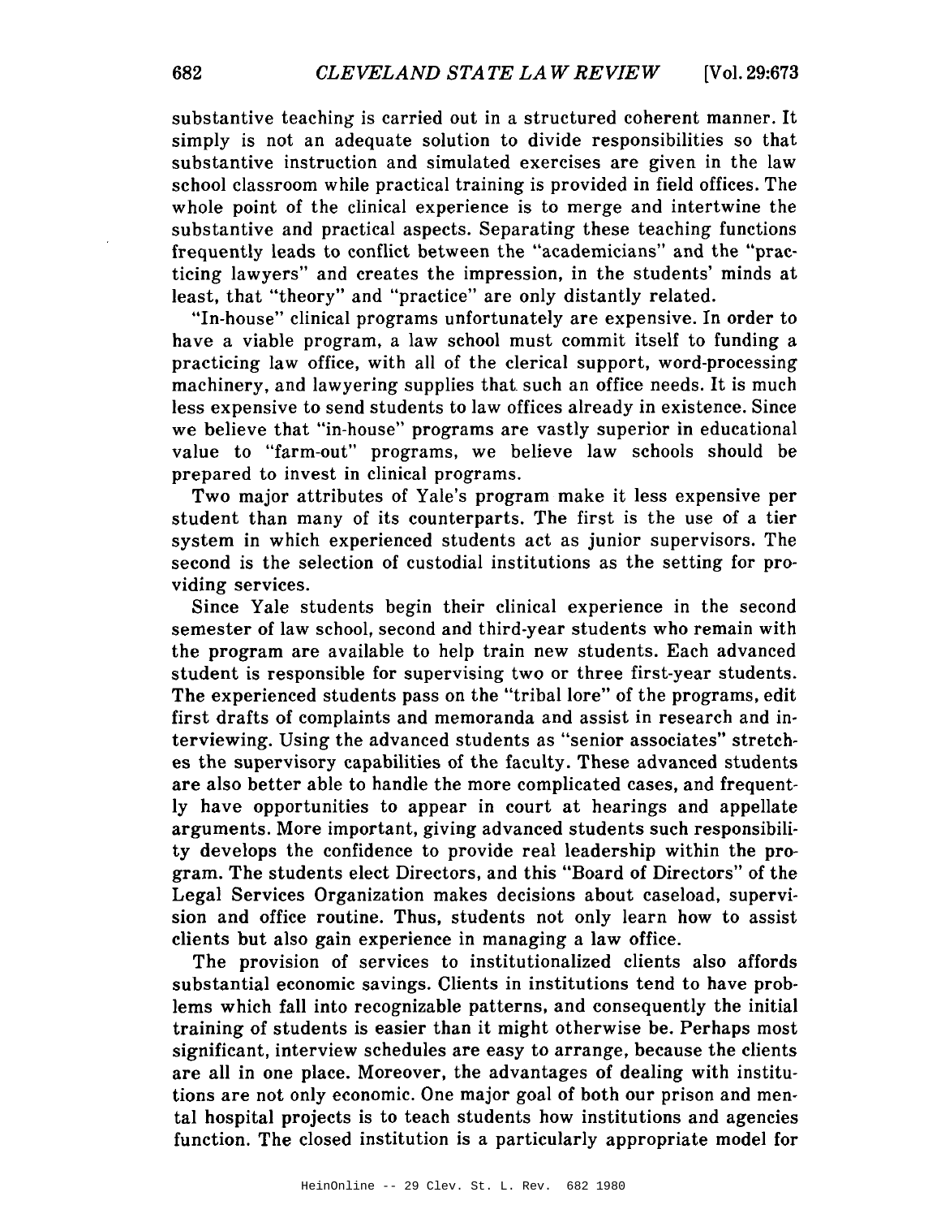substantive teaching is carried out in a structured coherent manner. It simply is not an adequate solution to divide responsibilities so that substantive instruction and simulated exercises are given in the law school classroom while practical training is provided in field offices. The whole point of the clinical experience is to merge and intertwine the substantive and practical aspects. Separating these teaching functions frequently leads to conflict between the "academicians" and the "practicing lawyers" and creates the impression, in the students' minds at least, that "theory" and "practice" are only distantly related.

"In-house" clinical programs unfortunately are expensive. In order to have a viable program, a law school must commit itself to funding a practicing law office, with all of the clerical support, word-processing machinery, and lawyering supplies that such an office needs. It is much less expensive to send students to law offices already in existence. Since we believe that "in-house" programs are vastly superior in educational value to "farm-out" programs, we believe law schools should be prepared to invest in clinical programs.

Two major attributes of Yale's program make it less expensive per student than many of its counterparts. The first is the use of a tier system in which experienced students act as junior supervisors. The second is the selection of custodial institutions as the setting for providing services.

Since Yale students begin their clinical experience in the second semester of law school, second and third-year students who remain with the program are available to help train new students. Each advanced student is responsible for supervising two or three first-year students. The experienced students pass on the "tribal lore" of the programs, edit first drafts of complaints and memoranda and assist in research and interviewing. Using the advanced students as "senior associates" stretches the supervisory capabilities of the faculty. These advanced students are also better able to handle the more complicated cases, and frequently have opportunities to appear in court at hearings and appellate arguments. More important, giving advanced students such responsibility develops the confidence to provide real leadership within the program. The students elect Directors, and this "Board of Directors" of the Legal Services Organization makes decisions about caseload, supervision and office routine. Thus, students not only learn how to assist clients but also gain experience in managing a law office.

The provision of services to institutionalized clients also affords substantial economic savings. Clients in institutions tend to have problems which fall into recognizable patterns, and consequently the initial training of students is easier than it might otherwise be. Perhaps most significant, interview schedules are easy to arrange, because the clients are all in one place. Moreover, the advantages of dealing with institutions are not only economic. One major goal of both our prison and mental hospital projects is to teach students how institutions and agencies function. The closed institution is a particularly appropriate model for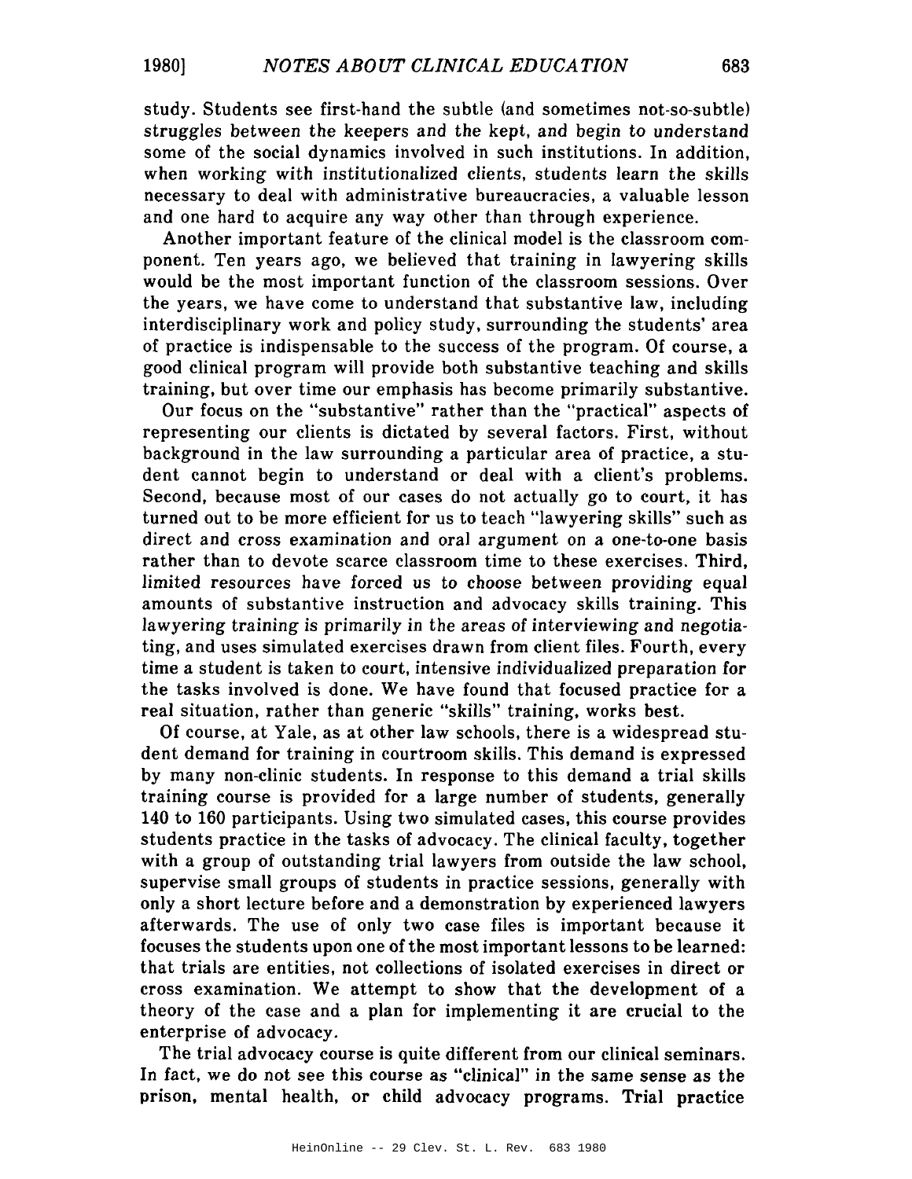study. Students see first-hand the subtle (and sometimes not-so-subtle) struggles between the keepers and the kept, and begin to understand some of the social dynamics involved in such institutions. In addition, when working with institutionalized clients, students learn the skills necessary to deal with administrative bureaucracies, a valuable lesson and one hard to acquire any way other than through experience.

Another important feature of the clinical model is the classroom component. Ten years ago, we believed that training in lawyering skills would be the most important function of the classroom sessions. Over the years, we have come to understand that substantive law, including interdisciplinary work and policy study, surrounding the students' area of practice is indispensable to the success of the program. Of course, a good clinical program will provide both substantive teaching and skills training, but over time our emphasis has become primarily substantive.

Our focus on the "substantive" rather than the "practical" aspects of representing our clients is dictated by several factors. First, without background in the law surrounding a particular area of practice, a student cannot begin to understand or deal with a client's problems. Second, because most of our cases do not actually go to court, it has turned out to be more efficient for us to teach "lawyering skills" such as direct and cross examination and oral argument on a one-to-one basis rather than to devote scarce classroom time to these exercises. Third, limited resources have forced us to choose between providing equal amounts of substantive instruction and advocacy skills training. This lawyering training is primarily in the areas of interviewing and negotiating, and uses simulated exercises drawn from client files. Fourth, every time a student is taken to court, intensive individualized preparation for the tasks involved is done. We have found that focused practice for a real situation, rather than generic "skills" training, works best.

Of course, at Yale, as at other law schools, there is a widespread student demand for training in courtroom skills. This demand is expressed by many non-clinic students. In response to this demand a trial skills training course is provided for a large number of students, generally 140 to 160 participants. Using two simulated cases, this course provides students practice in the tasks of advocacy. The clinical faculty, together with a group of outstanding trial lawyers from outside the law school, supervise small groups of students in practice sessions, generally with only a short lecture before and a demonstration by experienced lawyers afterwards. The use of only two case files is important because it focuses the students upon one of the most important lessons to be learned: that trials are entities, not collections of isolated exercises in direct or cross examination. We attempt to show that the development of a theory of the case and a plan for implementing it are crucial to the enterprise of advocacy.

The trial advocacy course is quite different from our clinical seminars. In fact, we do not see this course as "clinical" in the same sense as the prison, mental health, or child advocacy programs. Trial practice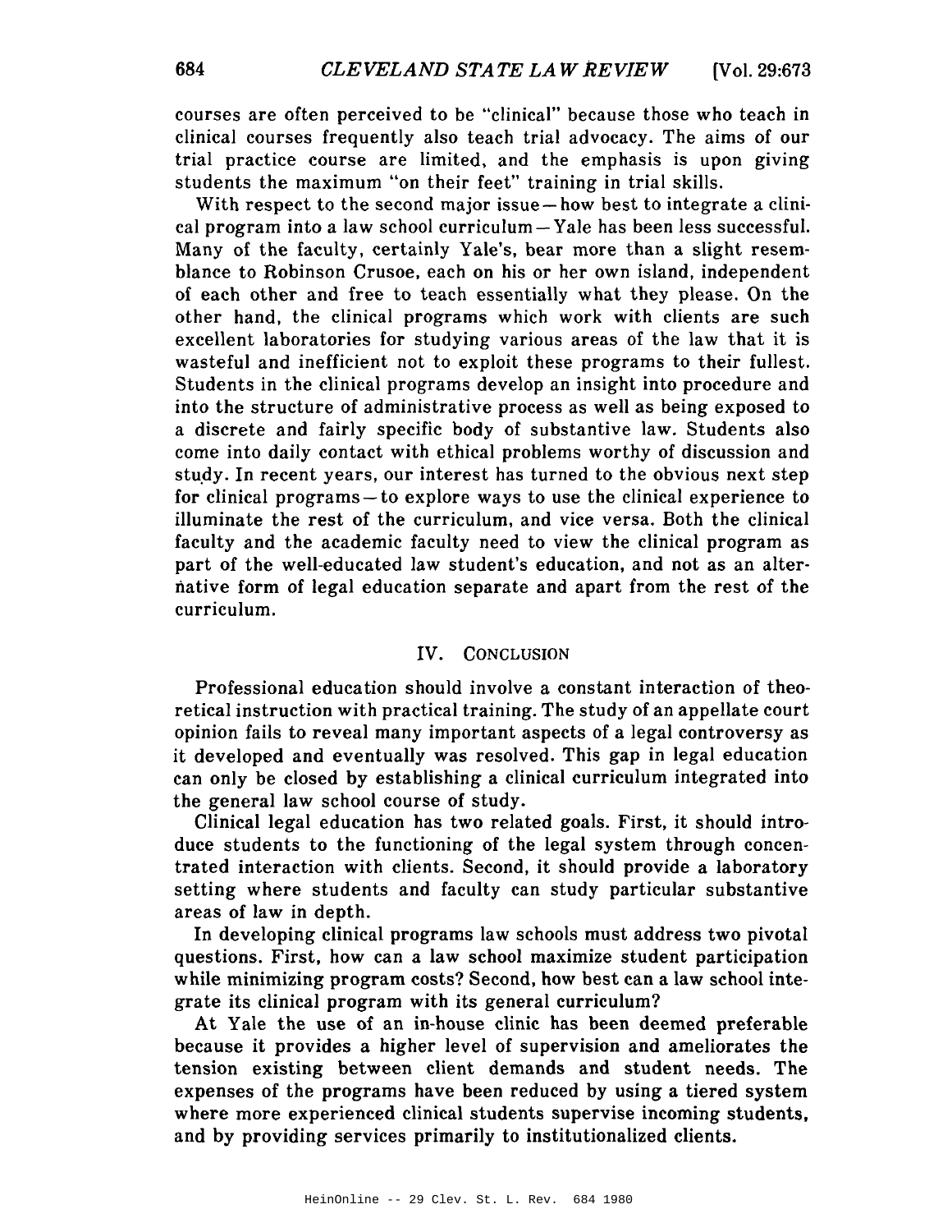courses are often perceived to be "clinical" because those who teach in clinical courses frequently also teach trial advocacy. The aims of our trial practice course are limited, and the emphasis is upon giving students the maximum "on their feet" training in trial skills.

With respect to the second major issue—how best to integrate a clinical program into a law school curriculum—Yale has been less successful. Many of the faculty, certainly Yale's, bear more than a slight resemblance to Robinson Crusoe, each on his or her own island, independent of each other and free to teach essentially what they please. On the other hand, the clinical programs which work with clients are such excellent laboratories for studying various areas of the law that it is wasteful and inefficient not to exploit these programs to their fullest. Students in the clinical programs develop an insight into procedure and into the structure of administrative process as well as being exposed to a discrete and fairly specific body of substantive law. Students also come into daily contact with ethical problems worthy of discussion and study. In recent years, our interest has turned to the obvious next step for clinical programs—to explore ways to use the clinical experience to illuminate the rest of the curriculum, and vice versa. Both the clinical faculty and the academic faculty need to view the clinical program as part of the well-educated law student's education, and not as an alternative form of legal education separate and apart from the rest of the curriculum.

## IV. Conclusion

Professional education should involve a constant interaction of theoretical instruction with practical training. The study of an appellate court opinion fails to reveal many important aspects of a legal controversy as it developed and eventually was resolved. This gap in legal education can only be closed by establishing a clinical curriculum integrated into the general law school course of study.

Clinical legal education has two related goals. First, it should introduce students to the functioning of the legal system through concentrated interaction with clients. Second, it should provide a laboratory setting where students and faculty can study particular substantive areas of law in depth.

In developing clinical programs law schools must address two pivotal questions. First, how can a law school maximize student participation while minimizing program costs? Second, how best can a law school integrate its clinical program with its general curriculum?

At Yale the use of an in-house clinic has been deemed preferable because it provides a higher level of supervision and ameliorates the tension existing between client demands and student needs. The expenses of the programs have been reduced by using a tiered system where more experienced clinical students supervise incoming students, and by providing services primarily to institutionalized clients.